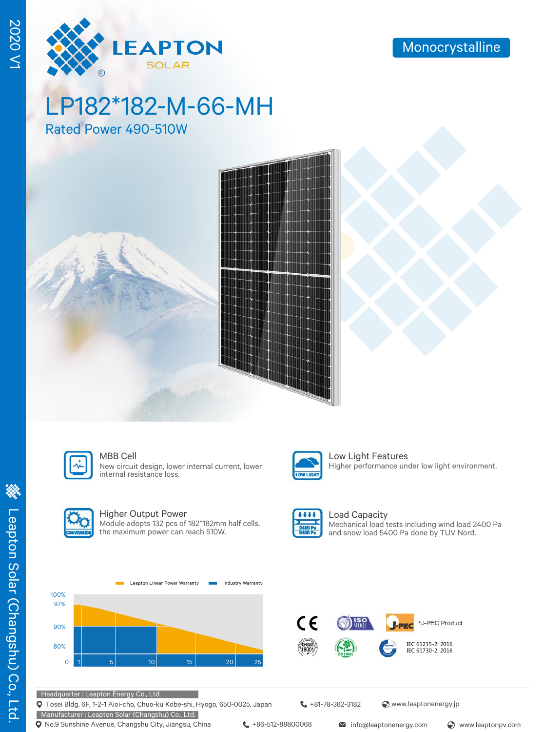# LEAPTON SOLAR

Monocrystalline

# LP182*182-M-66-MH

## Rated Power 490-510W

### MBB Cell

New circuit design, lower internal current, lower internal resistance loss.

### Low Light Features

Higher performance under low light environment.

### Higher Output Power

Module adopts 132 pcs of 182*182mm half cells, the maximum power can reach 510W.

### Load Capacity

Mechanical load tests including wind load 2400 Pa and snow load 5400 Pa done by TUV Nord.

Leapton Linear Power Warranty | Industry Warranty

100% | 97% | 90% | 80% | 0

1 | 5 | 10 | 15 | 20 | 25

*J-PEC Product

IEC 61215-2: 2016
IEC 61730-2: 2016

Headquarter : Leapton Energy Co., Ltd.
Tosei Bldg. 6F, 1-2-1 Aioi-cho, Chuo-ku Kobe-shi, Hyogo, 650-0025, Japan | +81-78-382-3182 | www.leaptonenergy.jp

Manufacturer : Leapton Solar (Changshu) Co., Ltd.
No.9 Sunshine Avenue, Changshu City, Jiangsu, China | +86-512-88800068 | info@leaptonenergy.com | www.leaptonpv.com

2020 V1

Leapton Solar (Changshu) Co., Ltd.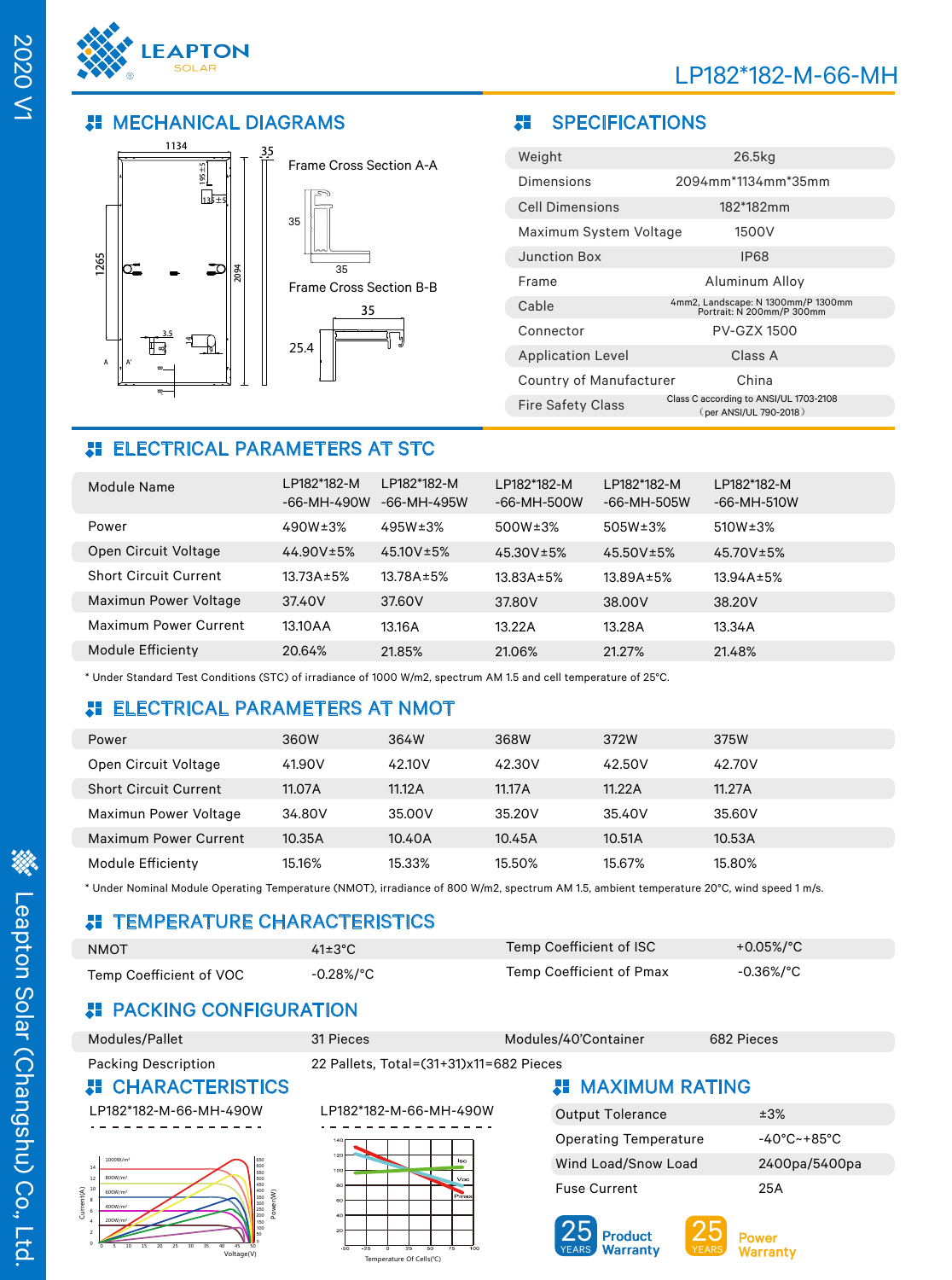LEAPTON SOLAR

# LP182*182-M-66-MH

2020 V1

## MECHANICAL DIAGRAMS

1134
35
1265
2094
Frame Cross Section A-A
35
35
Frame Cross Section B-B
35
25.4

## SPECIFICATIONS

| | |
|---|---|
| Weight | 26.5kg |
| Dimensions | 2094mm*1134mm*35mm |
| Cell Dimensions | 182*182mm |
| Maximum System Voltage | 1500V |
| Junction Box | IP68 |
| Frame | Aluminum Alloy |
| Cable | 4mm2, Landscape: N 1300mm/P 1300mm Portrait: N 200mm/P 300mm |
| Connector | PV-GZX 1500 |
| Application Level | Class A |
| Country of Manufacturer | China |
| Fire Safety Class | Class C according to ANSI/UL 1703-2108 （per ANSI/UL 790-2018） |

## ELECTRICAL PARAMETERS AT STC

| Module Name | LP182*182-M -66-MH-490W | LP182*182-M -66-MH-495W | LP182*182-M -66-MH-500W | LP182*182-M -66-MH-505W | LP182*182-M -66-MH-510W |
|---|---|---|---|---|---|
| Power | 490W±3% | 495W±3% | 500W±3% | 505W±3% | 510W±3% |
| Open Circuit Voltage | 44.90V±5% | 45.10V±5% | 45.30V±5% | 45.50V±5% | 45.70V±5% |
| Short Circuit Current | 13.73A±5% | 13.78A±5% | 13.83A±5% | 13.89A±5% | 13.94A±5% |
| Maximun Power Voltage | 37.40V | 37.60V | 37.80V | 38.00V | 38.20V |
| Maximum Power Current | 13.10AA | 13.16A | 13.22A | 13.28A | 13.34A |
| Module Efficiency | 20.64% | 21.85% | 21.06% | 21.27% | 21.48% |

* Under Standard Test Conditions (STC) of irradiance of 1000 W/m2, spectrum AM 1.5 and cell temperature of 25°C.

## ELECTRICAL PARAMETERS AT NMOT

| | | | | | |
|---|---|---|---|---|---|
| Power | 360W | 364W | 368W | 372W | 375W |
| Open Circuit Voltage | 41.90V | 42.10V | 42.30V | 42.50V | 42.70V |
| Short Circuit Current | 11.07A | 11.12A | 11.17A | 11.22A | 11.27A |
| Maximun Power Voltage | 34.80V | 35.00V | 35.20V | 35.40V | 35.60V |
| Maximum Power Current | 10.35A | 10.40A | 10.45A | 10.51A | 10.53A |
| Module Efficiency | 15.16% | 15.33% | 15.50% | 15.67% | 15.80% |

* Under Nominal Module Operating Temperature (NMOT), irradiance of 800 W/m2, spectrum AM 1.5, ambient temperature 20°C, wind speed 1 m/s.

## TEMPERATURE CHARACTERISTICS

| | | | |
|---|---|---|---|
| NMOT | 41±3°C | Temp Coefficient of ISC | +0.05%/°C |
| Temp Coefficient of VOC | -0.28%/°C | Temp Coefficient of Pmax | -0.36%/°C |

## PACKING CONFIGURATION

| | | | |
|---|---|---|---|
| Modules/Pallet | 31 Pieces | Modules/40'Container | 682 Pieces |
| Packing Description | 22 Pallets, Total=(31+31)x11=682 Pieces | | |

## CHARACTERISTICS

LP182*182-M-66-MH-490W

1000W/m²
800W/m²
600W/m²
400W/m²
200W/m²
Current(A)
Power(W)
Voltage(V)

LP182*182-M-66-MH-490W

Isc
Voc
Pmax
Temperature Of Cells(℃)

## MAXIMUM RATING

| | |
|---|---|
| Output Tolerance | ±3% |
| Operating Temperature | -40°C~+85°C |
| Wind Load/Snow Load | 2400pa/5400pa |
| Fuse Current | 25A |

25 YEARS Product Warranty

25 YEARS Power Warranty

Leapton Solar (Changshu) Co., Ltd.